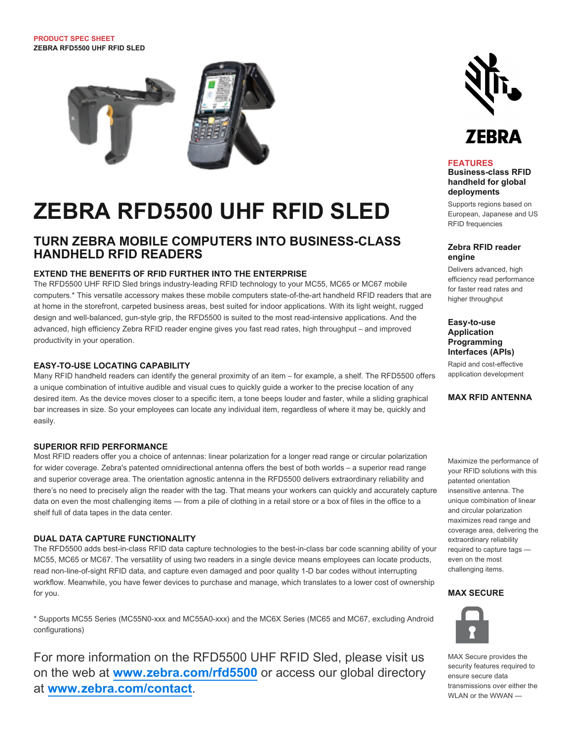PRODUCT SPEC SHEET
ZEBRA RFD5500 UHF RFID SLED

# ZEBRA RFD5500 UHF RFID SLED

## TURN ZEBRA MOBILE COMPUTERS INTO BUSINESS-CLASS HANDHELD RFID READERS

### EXTEND THE BENEFITS OF RFID FURTHER INTO THE ENTERPRISE

The RFD5500 UHF RFID Sled brings industry-leading RFID technology to your MC55, MC65 or MC67 mobile computers.* This versatile accessory makes these mobile computers state-of-the-art handheld RFID readers that are at home in the storefront, carpeted business areas, best suited for indoor applications. With its light weight, rugged design and well-balanced, gun-style grip, the RFD5500 is suited to the most read-intensive applications. And the advanced, high efficiency Zebra RFID reader engine gives you fast read rates, high throughput – and improved productivity in your operation.

### EASY-TO-USE LOCATING CAPABILITY

Many RFID handheld readers can identify the general proximity of an item – for example, a shelf. The RFD5500 offers a unique combination of intuitive audible and visual cues to quickly guide a worker to the precise location of any desired item. As the device moves closer to a specific item, a tone beeps louder and faster, while a sliding graphical bar increases in size. So your employees can locate any individual item, regardless of where it may be, quickly and easily.

### SUPERIOR RFID PERFORMANCE

Most RFID readers offer you a choice of antennas: linear polarization for a longer read range or circular polarization for wider coverage. Zebra's patented omnidirectional antenna offers the best of both worlds – a superior read range and superior coverage area. The orientation agnostic antenna in the RFD5500 delivers extraordinary reliability and there's no need to precisely align the reader with the tag. That means your workers can quickly and accurately capture data on even the most challenging items — from a pile of clothing in a retail store or a box of files in the office to a shelf full of data tapes in the data center.

### DUAL DATA CAPTURE FUNCTIONALITY

The RFD5500 adds best-in-class RFID data capture technologies to the best-in-class bar code scanning ability of your MC55, MC65 or MC67. The versatility of using two readers in a single device means employees can locate products, read non-line-of-sight RFID data, and capture even damaged and poor quality 1-D bar codes without interrupting workflow. Meanwhile, you have fewer devices to purchase and manage, which translates to a lower cost of ownership for you.

* Supports MC55 Series (MC55N0-xxx and MC55A0-xxx) and the MC6X Series (MC65 and MC67, excluding Android configurations)

For more information on the RFD5500 UHF RFID Sled, please visit us on the web at **www.zebra.com/rfd5500** or access our global directory at **www.zebra.com/contact**.

## FEATURES

**Business-class RFID handheld for global deployments**

Supports regions based on European, Japanese and US RFID frequencies

**Zebra RFID reader engine**

Delivers advanced, high efficiency read performance for faster read rates and higher throughput

**Easy-to-use Application Programming Interfaces (APIs)**

Rapid and cost-effective application development

**MAX RFID ANTENNA**

Maximize the performance of your RFID solutions with this patented orientation insensitive antenna. The unique combination of linear and circular polarization maximizes read range and coverage area, delivering the extraordinary reliability required to capture tags — even on the most challenging items.

**MAX SECURE**

MAX Secure provides the security features required to ensure secure data transmissions over either the WLAN or the WWAN —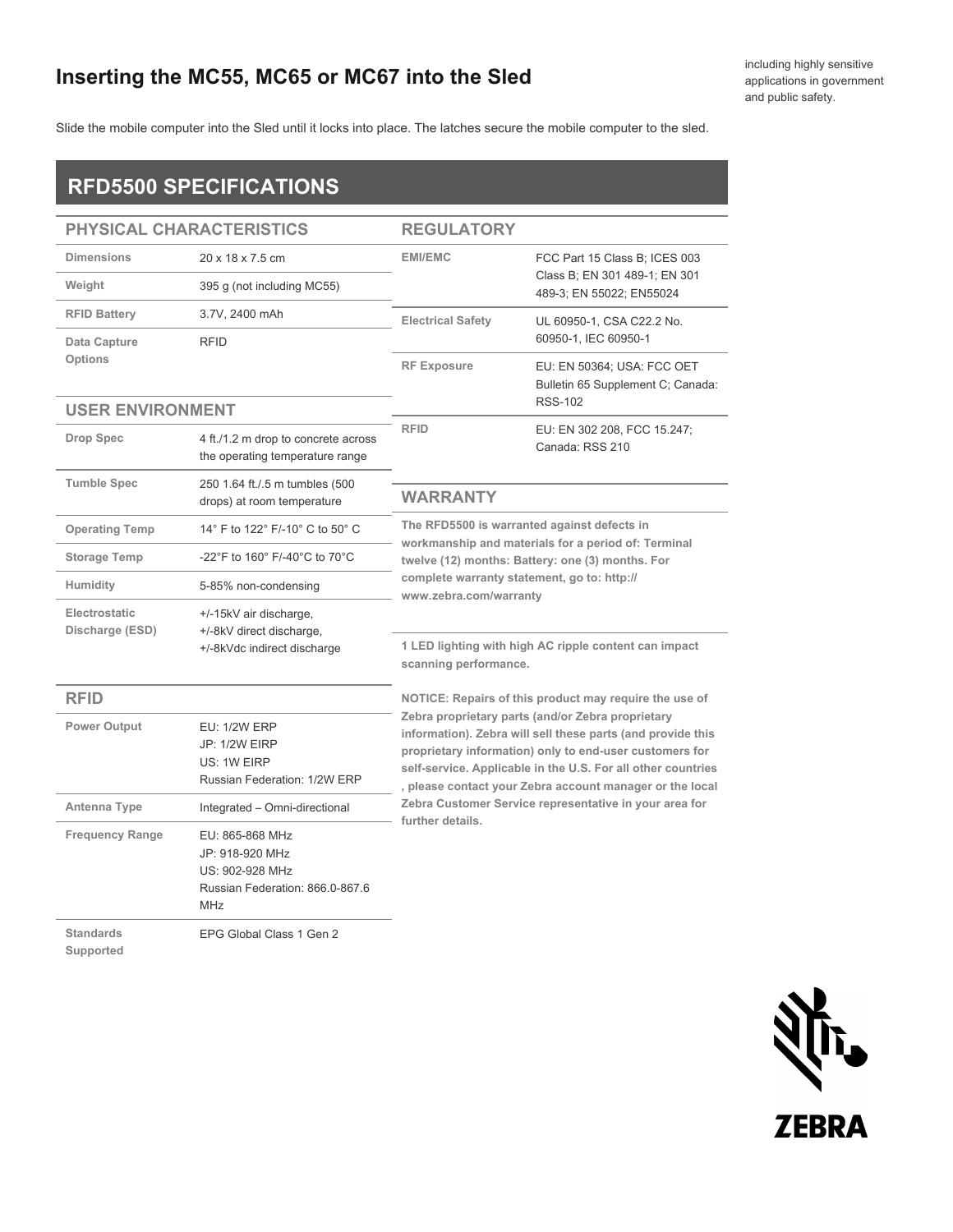including highly sensitive applications in government and public safety.

## Inserting the MC55, MC65 or MC67 into the Sled

Slide the mobile computer into the Sled until it locks into place. The latches secure the mobile computer to the sled.

# RFD5500 SPECIFICATIONS

### PHYSICAL CHARACTERISTICS

| | |
|---|---|
| Dimensions | 20 x 18 x 7.5 cm |
| Weight | 395 g (not including MC55) |
| RFID Battery | 3.7V, 2400 mAh |
| Data Capture Options | RFID |

### USER ENVIRONMENT

| | |
|---|---|
| Drop Spec | 4 ft./1.2 m drop to concrete across the operating temperature range |
| Tumble Spec | 250 1.64 ft./.5 m tumbles (500 drops) at room temperature |
| Operating Temp | 14° F to 122° F/-10° C to 50° C |
| Storage Temp | -22°F to 160° F/-40°C to 70°C |
| Humidity | 5-85% non-condensing |
| Electrostatic Discharge (ESD) | +/-15kV air discharge, +/-8kV direct discharge, +/-8kVdc indirect discharge |

### RFID

| | |
|---|---|
| Power Output | EU: 1/2W ERP<br>JP: 1/2W EIRP<br>US: 1W EIRP<br>Russian Federation: 1/2W ERP |
| Antenna Type | Integrated – Omni-directional |
| Frequency Range | EU: 865-868 MHz<br>JP: 918-920 MHz<br>US: 902-928 MHz<br>Russian Federation: 866.0-867.6 MHz |
| Standards Supported | EPG Global Class 1 Gen 2 |

### REGULATORY

| | |
|---|---|
| EMI/EMC | FCC Part 15 Class B; ICES 003 Class B; EN 301 489-1; EN 301 489-3; EN 55022; EN55024 |
| Electrical Safety | UL 60950-1, CSA C22.2 No. 60950-1, IEC 60950-1 |
| RF Exposure | EU: EN 50364; USA: FCC OET Bulletin 65 Supplement C; Canada: RSS-102 |
| RFID | EU: EN 302 208, FCC 15.247; Canada: RSS 210 |

### WARRANTY

**The RFD5500 is warranted against defects in workmanship and materials for a period of: Terminal twelve (12) months: Battery: one (3) months. For complete warranty statement, go to: http://www.zebra.com/warranty**

**1 LED lighting with high AC ripple content can impact scanning performance.**

**NOTICE: Repairs of this product may require the use of Zebra proprietary parts (and/or Zebra proprietary information). Zebra will sell these parts (and provide this proprietary information) only to end-user customers for self-service. Applicable in the U.S. For all other countries , please contact your Zebra account manager or the local Zebra Customer Service representative in your area for further details.**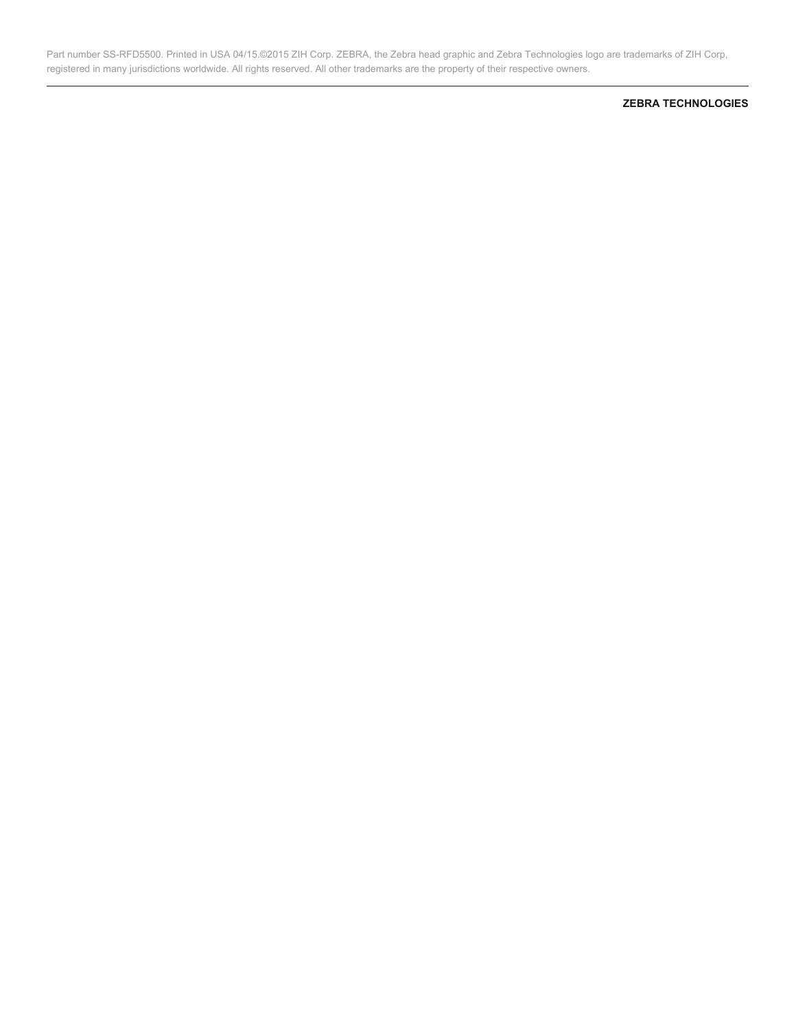Part number SS-RFD5500. Printed in USA 04/15.©2015 ZIH Corp. ZEBRA, the Zebra head graphic and Zebra Technologies logo are trademarks of ZIH Corp, registered in many jurisdictions worldwide. All rights reserved. All other trademarks are the property of their respective owners.

---

**ZEBRA TECHNOLOGIES**